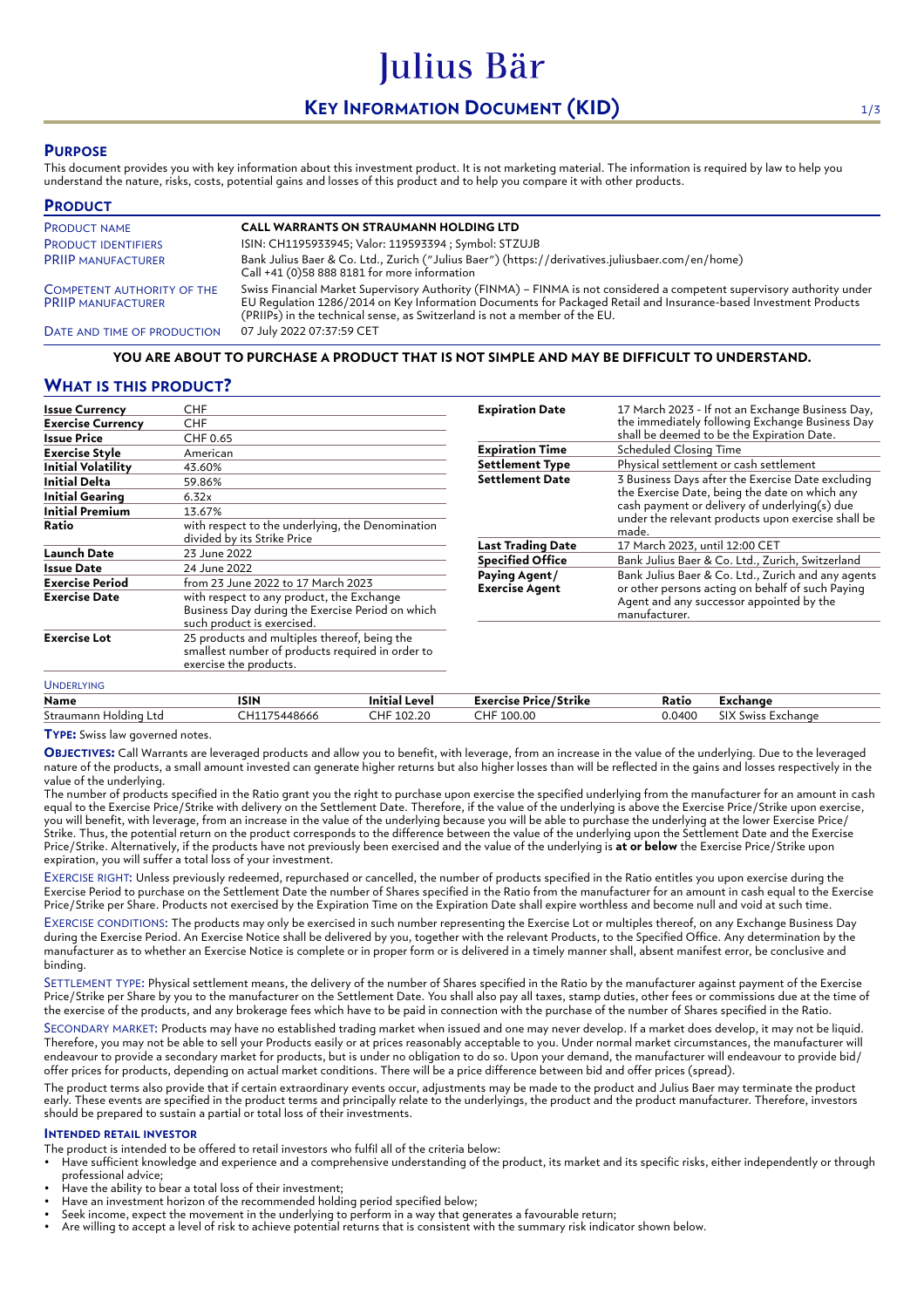# Julius Bär

# KEY INFORMATION DOCUMENT (KID)

## PURPOSE

This document provides you with key information about this investment product. It is not marketing material. The information is required by law to help you understand the nature, risks, costs, potential gains and losses of this product and to help you compare it with other products.

## PRODUCT

| | |
|---|---|
| PRODUCT NAME | **CALL WARRANTS ON STRAUMANN HOLDING LTD** |
| PRODUCT IDENTIFIERS | ISIN: CH1195933945; Valor: 119593394 ; Symbol: STZUJB |
| PRIIP MANUFACTURER | Bank Julius Baer & Co. Ltd., Zurich ("Julius Baer") (https://derivatives.juliusbaer.com/en/home) Call +41 (0)58 888 8181 for more information |
| COMPETENT AUTHORITY OF THE PRIIP MANUFACTURER | Swiss Financial Market Supervisory Authority (FINMA) – FINMA is not considered a competent supervisory authority under EU Regulation 1286/2014 on Key Information Documents for Packaged Retail and Insurance-based Investment Products (PRIIPs) in the technical sense, as Switzerland is not a member of the EU. |
| DATE AND TIME OF PRODUCTION | 07 July 2022 07:37:59 CET |

**YOU ARE ABOUT TO PURCHASE A PRODUCT THAT IS NOT SIMPLE AND MAY BE DIFFICULT TO UNDERSTAND.**

## WHAT IS THIS PRODUCT?

| | |
|---|---|
| **Issue Currency** | CHF |
| **Exercise Currency** | CHF |
| **Issue Price** | CHF 0.65 |
| **Exercise Style** | American |
| **Initial Volatility** | 43.60% |
| **Initial Delta** | 59.86% |
| **Initial Gearing** | 6.32x |
| **Initial Premium** | 13.67% |
| **Ratio** | with respect to the underlying, the Denomination divided by its Strike Price |
| **Launch Date** | 23 June 2022 |
| **Issue Date** | 24 June 2022 |
| **Exercise Period** | from 23 June 2022 to 17 March 2023 |
| **Exercise Date** | with respect to any product, the Exchange Business Day during the Exercise Period on which such product is exercised. |
| **Exercise Lot** | 25 products and multiples thereof, being the smallest number of products required in order to exercise the products. |
| **Expiration Date** | 17 March 2023 - If not an Exchange Business Day, the immediately following Exchange Business Day shall be deemed to be the Expiration Date. |
| **Expiration Time** | Scheduled Closing Time |
| **Settlement Type** | Physical settlement or cash settlement |
| **Settlement Date** | 3 Business Days after the Exercise Date excluding the Exercise Date, being the date on which any cash payment or delivery of underlying(s) due under the relevant products upon exercise shall be made. |
| **Last Trading Date** | 17 March 2023, until 12:00 CET |
| **Specified Office** | Bank Julius Baer & Co. Ltd., Zurich, Switzerland |
| **Paying Agent/ Exercise Agent** | Bank Julius Baer & Co. Ltd., Zurich and any agents or other persons acting on behalf of such Paying Agent and any successor appointed by the manufacturer. |

UNDERLYING

| Name | ISIN | Initial Level | Exercise Price/Strike | Ratio | Exchange |
|---|---|---|---|---|---|
| Straumann Holding Ltd | CH1175448666 | CHF 102.20 | CHF 100.00 | 0.0400 | SIX Swiss Exchange |

**TYPE:** Swiss law governed notes.

**OBJECTIVES:** Call Warrants are leveraged products and allow you to benefit, with leverage, from an increase in the value of the underlying. Due to the leveraged nature of the products, a small amount invested can generate higher returns but also higher losses than will be reflected in the gains and losses respectively in the value of the underlying.

The number of products specified in the Ratio grant you the right to purchase upon exercise the specified underlying from the manufacturer for an amount in cash equal to the Exercise Price/Strike with delivery on the Settlement Date. Therefore, if the value of the underlying is above the Exercise Price/Strike upon exercise, you will benefit, with leverage, from an increase in the value of the underlying because you will be able to purchase the underlying at the lower Exercise Price/ Strike. Thus, the potential return on the product corresponds to the difference between the value of the underlying upon the Settlement Date and the Exercise Price/Strike. Alternatively, if the products have not previously been exercised and the value of the underlying is **at or below** the Exercise Price/Strike upon expiration, you will suffer a total loss of your investment.

EXERCISE RIGHT: Unless previously redeemed, repurchased or cancelled, the number of products specified in the Ratio entitles you upon exercise during the Exercise Period to purchase on the Settlement Date the number of Shares specified in the Ratio from the manufacturer for an amount in cash equal to the Exercise Price/Strike per Share. Products not exercised by the Expiration Time on the Expiration Date shall expire worthless and become null and void at such time.

EXERCISE CONDITIONS: The products may only be exercised in such number representing the Exercise Lot or multiples thereof, on any Exchange Business Day during the Exercise Period. An Exercise Notice shall be delivered by you, together with the relevant Products, to the Specified Office. Any determination by the manufacturer as to whether an Exercise Notice is complete or in proper form or is delivered in a timely manner shall, absent manifest error, be conclusive and binding.

SETTLEMENT TYPE: Physical settlement means, the delivery of the number of Shares specified in the Ratio by the manufacturer against payment of the Exercise Price/Strike per Share by you to the manufacturer on the Settlement Date. You shall also pay all taxes, stamp duties, other fees or commissions due at the time of the exercise of the products, and any brokerage fees which have to be paid in connection with the purchase of the number of Shares specified in the Ratio.

SECONDARY MARKET: Products may have no established trading market when issued and one may never develop. If a market does develop, it may not be liquid. Therefore, you may not be able to sell your Products easily or at prices reasonably acceptable to you. Under normal market circumstances, the manufacturer will endeavour to provide a secondary market for products, but is under no obligation to do so. Upon your demand, the manufacturer will endeavour to provide bid/ offer prices for products, depending on actual market conditions. There will be a price difference between bid and offer prices (spread).

The product terms also provide that if certain extraordinary events occur, adjustments may be made to the product and Julius Baer may terminate the product early. These events are specified in the product terms and principally relate to the underlyings, the product and the product manufacturer. Therefore, investors should be prepared to sustain a partial or total loss of their investments.

### INTENDED RETAIL INVESTOR

The product is intended to be offered to retail investors who fulfil all of the criteria below:

- Have sufficient knowledge and experience and a comprehensive understanding of the product, its market and its specific risks, either independently or through professional advice;
- Have the ability to bear a total loss of their investment;
- Have an investment horizon of the recommended holding period specified below;
- Seek income, expect the movement in the underlying to perform in a way that generates a favourable return;
- Are willing to accept a level of risk to achieve potential returns that is consistent with the summary risk indicator shown below.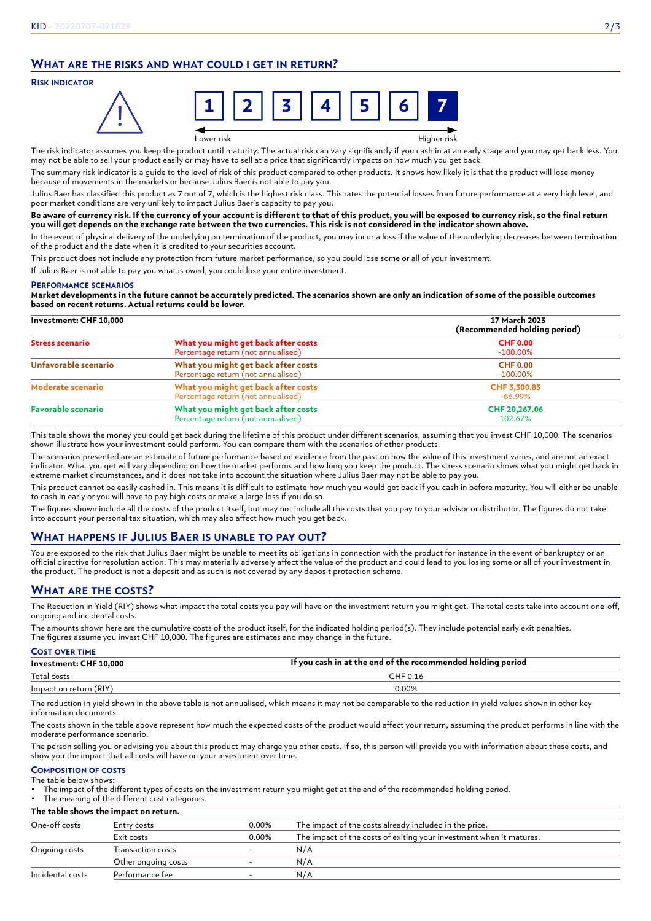## What are the risks and what could I get in return?

### Risk indicator

1 | 2 | 3 | 4 | 5 | 6 | **7**

Lower risk → Higher risk

The risk indicator assumes you keep the product until maturity. The actual risk can vary significantly if you cash in at an early stage and you may get back less. You may not be able to sell your product easily or may have to sell at a price that significantly impacts on how much you get back.

The summary risk indicator is a guide to the level of risk of this product compared to other products. It shows how likely it is that the product will lose money because of movements in the markets or because Julius Baer is not able to pay you.

Julius Baer has classified this product as 7 out of 7, which is the highest risk class. This rates the potential losses from future performance at a very high level, and poor market conditions are very unlikely to impact Julius Baer's capacity to pay you.

**Be aware of currency risk. If the currency of your account is different to that of this product, you will be exposed to currency risk, so the final return you will get depends on the exchange rate between the two currencies. This risk is not considered in the indicator shown above.**

In the event of physical delivery of the underlying on termination of the product, you may incur a loss if the value of the underlying decreases between termination of the product and the date when it is credited to your securities account.

This product does not include any protection from future market performance, so you could lose some or all of your investment.

If Julius Baer is not able to pay you what is owed, you could lose your entire investment.

### Performance scenarios

**Market developments in the future cannot be accurately predicted. The scenarios shown are only an indication of some of the possible outcomes based on recent returns. Actual returns could be lower.**

| Investment: CHF 10,000 | | 17 March 2023 (Recommended holding period) |
|---|---|---|
| **Stress scenario** | What you might get back after costs<br>Percentage return (not annualised) | CHF 0.00<br>-100.00% |
| **Unfavorable scenario** | What you might get back after costs<br>Percentage return (not annualised) | CHF 0.00<br>-100.00% |
| **Moderate scenario** | What you might get back after costs<br>Percentage return (not annualised) | CHF 3,300.83<br>-66.99% |
| **Favorable scenario** | What you might get back after costs<br>Percentage return (not annualised) | CHF 20,267.06<br>102.67% |

This table shows the money you could get back during the lifetime of this product under different scenarios, assuming that you invest CHF 10,000. The scenarios shown illustrate how your investment could perform. You can compare them with the scenarios of other products.

The scenarios presented are an estimate of future performance based on evidence from the past on how the value of this investment varies, and are not an exact indicator. What you get will vary depending on how the market performs and how long you keep the product. The stress scenario shows what you might get back in extreme market circumstances, and it does not take into account the situation where Julius Baer may not be able to pay you.

This product cannot be easily cashed in. This means it is difficult to estimate how much you would get back if you cash in before maturity. You will either be unable to cash in early or you will have to pay high costs or make a large loss if you do so.

The figures shown include all the costs of the product itself, but may not include all the costs that you pay to your advisor or distributor. The figures do not take into account your personal tax situation, which may also affect how much you get back.

## What happens if Julius Baer is unable to pay out?

You are exposed to the risk that Julius Baer might be unable to meet its obligations in connection with the product for instance in the event of bankruptcy or an official directive for resolution action. This may materially adversely affect the value of the product and could lead to you losing some or all of your investment in the product. The product is not a deposit and as such is not covered by any deposit protection scheme.

## What are the costs?

The Reduction in Yield (RIY) shows what impact the total costs you pay will have on the investment return you might get. The total costs take into account one-off, ongoing and incidental costs.

The amounts shown here are the cumulative costs of the product itself, for the indicated holding period(s). They include potential early exit penalties. The figures assume you invest CHF 10,000. The figures are estimates and may change in the future.

### Cost over time

| Investment: CHF 10,000 | If you cash in at the end of the recommended holding period |
|---|---|
| Total costs | CHF 0.16 |
| Impact on return (RIY) | 0.00% |

The reduction in yield shown in the above table is not annualised, which means it may not be comparable to the reduction in yield values shown in other key information documents.

The costs shown in the table above represent how much the expected costs of the product would affect your return, assuming the product performs in line with the moderate performance scenario.

The person selling you or advising you about this product may charge you other costs. If so, this person will provide you with information about these costs, and show you the impact that all costs will have on your investment over time.

### Composition of costs

The table below shows:

- The impact of the different types of costs on the investment return you might get at the end of the recommended holding period.
- The meaning of the different cost categories.

| The table shows the impact on return. | | | |
|---|---|---|---|
| One-off costs | Entry costs | 0.00% | The impact of the costs already included in the price. |
| | Exit costs | 0.00% | The impact of the costs of exiting your investment when it matures. |
| Ongoing costs | Transaction costs | - | N/A |
| | Other ongoing costs | - | N/A |
| Incidental costs | Performance fee | - | N/A |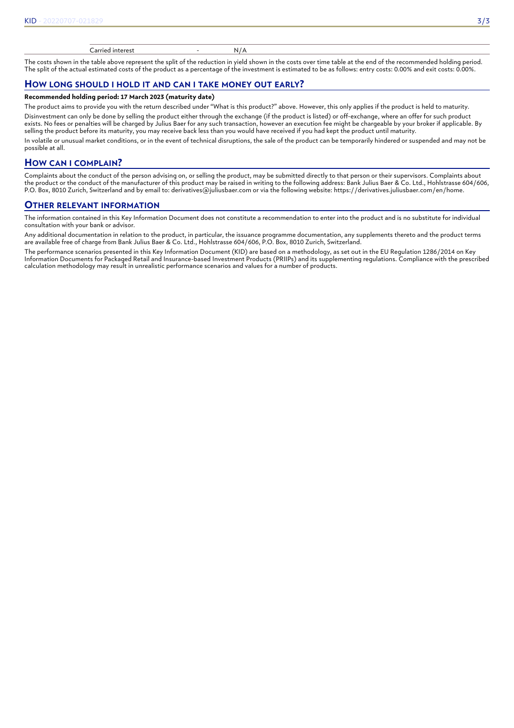| | | |
|---|---|---|
| Carried interest | - | N/A |

The costs shown in the table above represent the split of the reduction in yield shown in the costs over time table at the end of the recommended holding period. The split of the actual estimated costs of the product as a percentage of the investment is estimated to be as follows: entry costs: 0.00% and exit costs: 0.00%.

## How long should I hold it and can I take money out early?

**Recommended holding period: 17 March 2023 (maturity date)**

The product aims to provide you with the return described under "What is this product?" above. However, this only applies if the product is held to maturity.

Disinvestment can only be done by selling the product either through the exchange (if the product is listed) or off-exchange, where an offer for such product exists. No fees or penalties will be charged by Julius Baer for any such transaction, however an execution fee might be chargeable by your broker if applicable. By selling the product before its maturity, you may receive back less than you would have received if you had kept the product until maturity.

In volatile or unusual market conditions, or in the event of technical disruptions, the sale of the product can be temporarily hindered or suspended and may not be possible at all.

## How can I complain?

Complaints about the conduct of the person advising on, or selling the product, may be submitted directly to that person or their supervisors. Complaints about the product or the conduct of the manufacturer of this product may be raised in writing to the following address: Bank Julius Baer & Co. Ltd., Hohlstrasse 604/606, P.O. Box, 8010 Zurich, Switzerland and by email to: derivatives@juliusbaer.com or via the following website: https://derivatives.juliusbaer.com/en/home.

## Other relevant information

The information contained in this Key Information Document does not constitute a recommendation to enter into the product and is no substitute for individual consultation with your bank or advisor.

Any additional documentation in relation to the product, in particular, the issuance programme documentation, any supplements thereto and the product terms are available free of charge from Bank Julius Baer & Co. Ltd., Hohlstrasse 604/606, P.O. Box, 8010 Zurich, Switzerland.

The performance scenarios presented in this Key Information Document (KID) are based on a methodology, as set out in the EU Regulation 1286/2014 on Key Information Documents for Packaged Retail and Insurance-based Investment Products (PRIIPs) and its supplementing regulations. Compliance with the prescribed calculation methodology may result in unrealistic performance scenarios and values for a number of products.